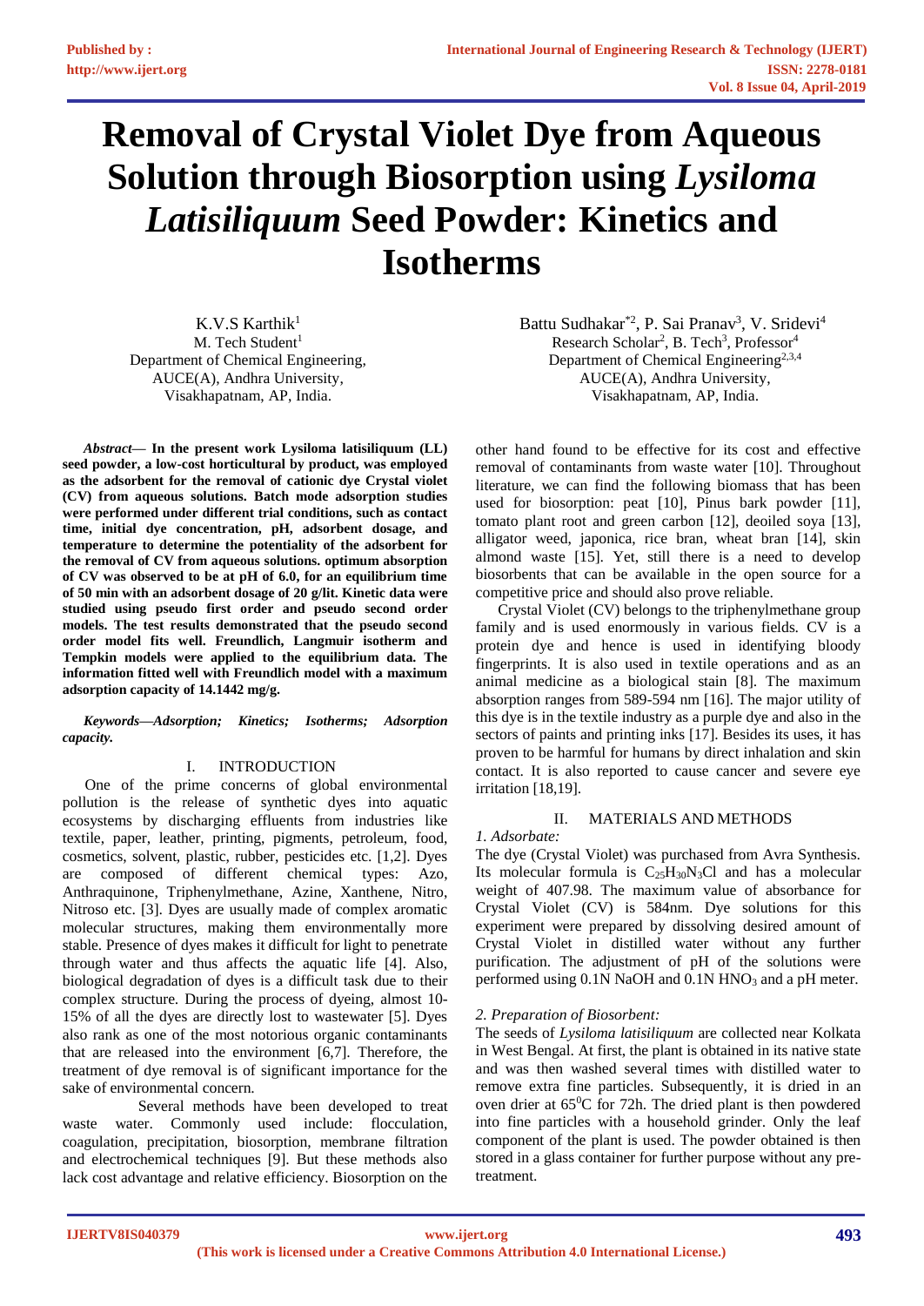# Removal of Crystal Violet Dye from Aqueous Solution through Biosorption using *Lysiloma Latisiliquum* Seed Powder: Kinetics and Isotherms

K.V.S Karthik[1]
M. Tech Student[1]
Department of Chemical Engineering,
AUCE(A), Andhra University,
Visakhapatnam, AP, India.

Battu Sudhakar[*2], P. Sai Pranav[3], V. Sridevi[4]
Research Scholar[2], B. Tech[3], Professor[4]
Department of Chemical Engineering[2,3,4]
AUCE(A), Andhra University,
Visakhapatnam, AP, India.

***Abstract*— In the present work Lysiloma latisiliquum (LL) seed powder, a low-cost horticultural by product, was employed as the adsorbent for the removal of cationic dye Crystal violet (CV) from aqueous solutions. Batch mode adsorption studies were performed under different trial conditions, such as contact time, initial dye concentration, pH, adsorbent dosage, and temperature to determine the potentiality of the adsorbent for the removal of CV from aqueous solutions. optimum absorption of CV was observed to be at pH of 6.0, for an equilibrium time of 50 min with an adsorbent dosage of 20 g/lit. Kinetic data were studied using pseudo first order and pseudo second order models. The test results demonstrated that the pseudo second order model fits well. Freundlich, Langmuir isotherm and Tempkin models were applied to the equilibrium data. The information fitted well with Freundlich model with a maximum adsorption capacity of 14.1442 mg/g.**

***Keywords—Adsorption; Kinetics; Isotherms; Adsorption capacity.***

## I. INTRODUCTION

One of the prime concerns of global environmental pollution is the release of synthetic dyes into aquatic ecosystems by discharging effluents from industries like textile, paper, leather, printing, pigments, petroleum, food, cosmetics, solvent, plastic, rubber, pesticides etc. [1,2]. Dyes are composed of different chemical types: Azo, Anthraquinone, Triphenylmethane, Azine, Xanthene, Nitro, Nitroso etc. [3]. Dyes are usually made of complex aromatic molecular structures, making them environmentally more stable. Presence of dyes makes it difficult for light to penetrate through water and thus affects the aquatic life [4]. Also, biological degradation of dyes is a difficult task due to their complex structure. During the process of dyeing, almost 10-15% of all the dyes are directly lost to wastewater [5]. Dyes also rank as one of the most notorious organic contaminants that are released into the environment [6,7]. Therefore, the treatment of dye removal is of significant importance for the sake of environmental concern.

Several methods have been developed to treat waste water. Commonly used include: flocculation, coagulation, precipitation, biosorption, membrane filtration and electrochemical techniques [9]. But these methods also lack cost advantage and relative efficiency. Biosorption on the other hand found to be effective for its cost and effective removal of contaminants from waste water [10]. Throughout literature, we can find the following biomass that has been used for biosorption: peat [10], Pinus bark powder [11], tomato plant root and green carbon [12], deoiled soya [13], alligator weed, japonica, rice bran, wheat bran [14], skin almond waste [15]. Yet, still there is a need to develop biosorbents that can be available in the open source for a competitive price and should also prove reliable.

Crystal Violet (CV) belongs to the triphenylmethane group family and is used enormously in various fields. CV is a protein dye and hence is used in identifying bloody fingerprints. It is also used in textile operations and as an animal medicine as a biological stain [8]. The maximum absorption ranges from 589-594 nm [16]. The major utility of this dye is in the textile industry as a purple dye and also in the sectors of paints and printing inks [17]. Besides its uses, it has proven to be harmful for humans by direct inhalation and skin contact. It is also reported to cause cancer and severe eye irritation [18,19].

## II. MATERIALS AND METHODS

### *1. Adsorbate:*

The dye (Crystal Violet) was purchased from Avra Synthesis. Its molecular formula is $C_{25}H_{30}N_3Cl$ and has a molecular weight of 407.98. The maximum value of absorbance for Crystal Violet (CV) is 584nm. Dye solutions for this experiment were prepared by dissolving desired amount of Crystal Violet in distilled water without any further purification. The adjustment of pH of the solutions were performed using 0.1N NaOH and 0.1N $HNO_3$ and a pH meter.

### *2. Preparation of Biosorbent:*

The seeds of *Lysiloma latisiliquum* are collected near Kolkata in West Bengal. At first, the plant is obtained in its native state and was then washed several times with distilled water to remove extra fine particles. Subsequently, it is dried in an oven drier at $65^0$C for 72h. The dried plant is then powdered into fine particles with a household grinder. Only the leaf component of the plant is used. The powder obtained is then stored in a glass container for further purpose without any pre-treatment.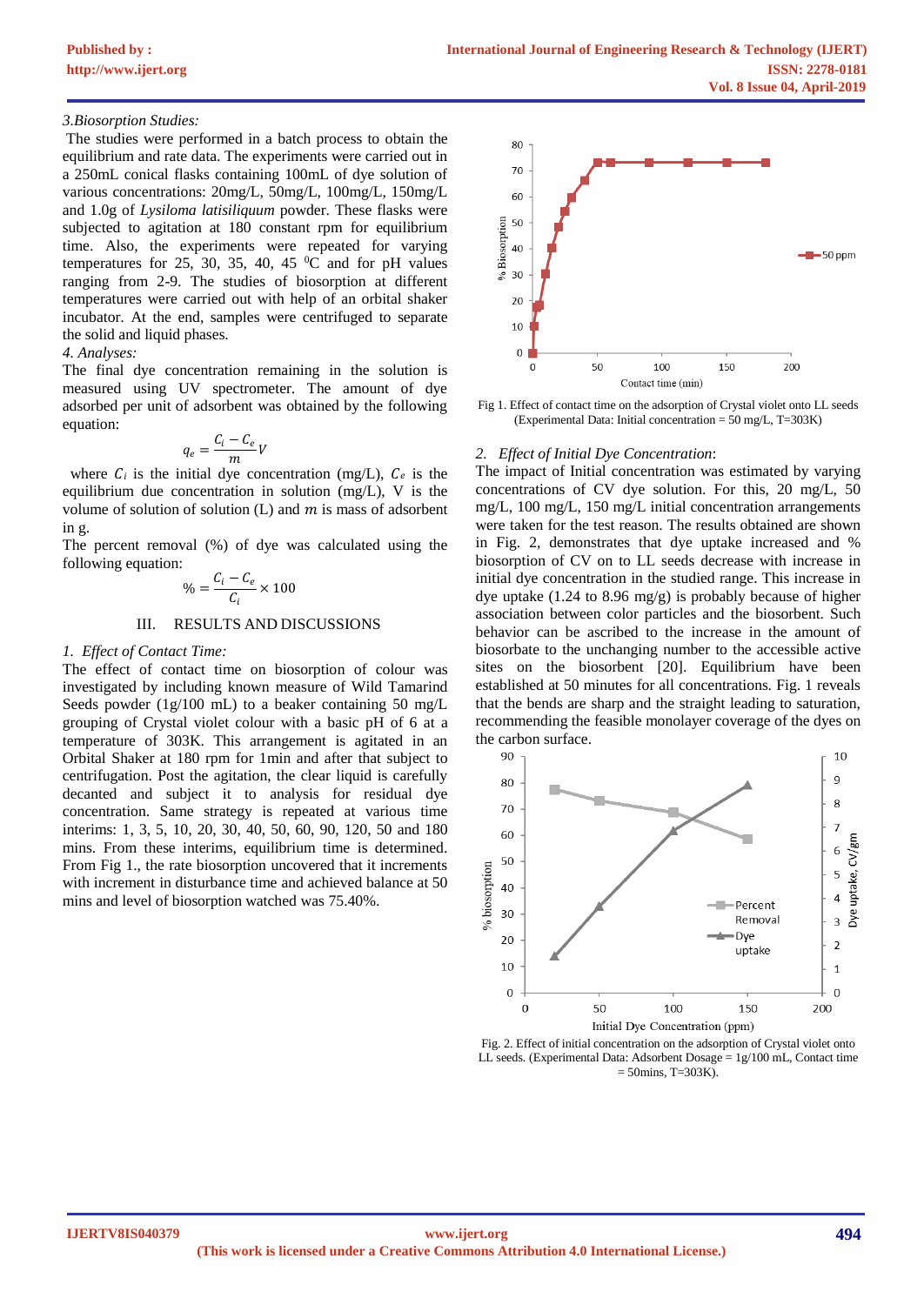*3.Biosorption Studies:*

The studies were performed in a batch process to obtain the equilibrium and rate data. The experiments were carried out in a 250mL conical flasks containing 100mL of dye solution of various concentrations: 20mg/L, 50mg/L, 100mg/L, 150mg/L and 1.0g of *Lysiloma latisiliquum* powder. These flasks were subjected to agitation at 180 constant rpm for equilibrium time. Also, the experiments were repeated for varying temperatures for 25, 30, 35, 40, 45 $^0$C and for pH values ranging from 2-9. The studies of biosorption at different temperatures were carried out with help of an orbital shaker incubator. At the end, samples were centrifuged to separate the solid and liquid phases.

*4. Analyses:*

The final dye concentration remaining in the solution is measured using UV spectrometer. The amount of dye adsorbed per unit of adsorbent was obtained by the following equation:

$$q_e = \frac{C_i - C_e}{m} V$$

where $C_i$ is the initial dye concentration (mg/L), $C_e$ is the equilibrium due concentration in solution (mg/L), V is the volume of solution of solution (L) and $m$ is mass of adsorbent in g.

The percent removal (%) of dye was calculated using the following equation:

$$\% = \frac{C_i - C_e}{C_i} \times 100$$

## III. RESULTS AND DISCUSSIONS

*1. Effect of Contact Time:*

The effect of contact time on biosorption of colour was investigated by including known measure of Wild Tamarind Seeds powder (1g/100 mL) to a beaker containing 50 mg/L grouping of Crystal violet colour with a basic pH of 6 at a temperature of 303K. This arrangement is agitated in an Orbital Shaker at 180 rpm for 1min and after that subject to centrifugation. Post the agitation, the clear liquid is carefully decanted and subject it to analysis for residual dye concentration. Same strategy is repeated at various time interims: 1, 3, 5, 10, 20, 30, 40, 50, 60, 90, 120, 50 and 180 mins. From these interims, equilibrium time is determined. From Fig 1., the rate biosorption uncovered that it increments with increment in disturbance time and achieved balance at 50 mins and level of biosorption watched was 75.40%.

Fig 1. Effect of contact time on the adsorption of Crystal violet onto LL seeds (Experimental Data: Initial concentration = 50 mg/L, T=303K)

*2. Effect of Initial Dye Concentration:*

The impact of Initial concentration was estimated by varying concentrations of CV dye solution. For this, 20 mg/L, 50 mg/L, 100 mg/L, 150 mg/L initial concentration arrangements were taken for the test reason. The results obtained are shown in Fig. 2, demonstrates that dye uptake increased and % biosorption of CV on to LL seeds decrease with increase in initial dye concentration in the studied range. This increase in dye uptake (1.24 to 8.96 mg/g) is probably because of higher association between color particles and the biosorbent. Such behavior can be ascribed to the increase in the amount of biosorbate to the unchanging number to the accessible active sites on the biosorbent [20]. Equilibrium have been established at 50 minutes for all concentrations. Fig. 1 reveals that the bends are sharp and the straight leading to saturation, recommending the feasible monolayer coverage of the dyes on the carbon surface.

Fig. 2. Effect of initial concentration on the adsorption of Crystal violet onto LL seeds. (Experimental Data: Adsorbent Dosage = 1g/100 mL, Contact time = 50mins, T=303K).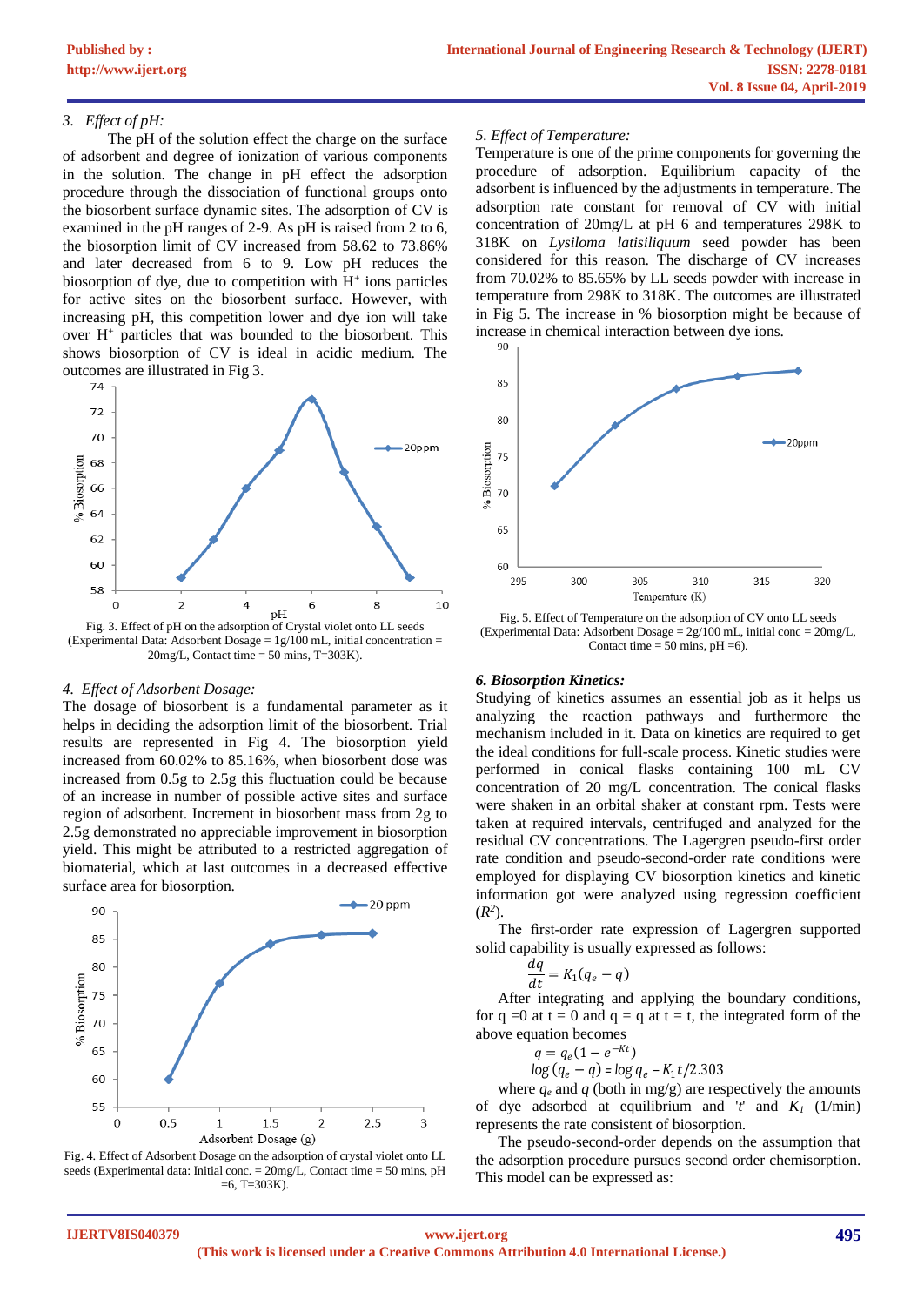### 3. *Effect of pH:*

The pH of the solution effect the charge on the surface of adsorbent and degree of ionization of various components in the solution. The change in pH effect the adsorption procedure through the dissociation of functional groups onto the biosorbent surface dynamic sites. The adsorption of CV is examined in the pH ranges of 2-9. As pH is raised from 2 to 6, the biosorption limit of CV increased from 58.62 to 73.86% and later decreased from 6 to 9. Low pH reduces the biosorption of dye, due to competition with $H^+$ ions particles for active sites on the biosorbent surface. However, with increasing pH, this competition lower and dye ion will take over $H^+$ particles that was bounded to the biosorbent. This shows biosorption of CV is ideal in acidic medium. The outcomes are illustrated in Fig 3.

Fig. 3. Effect of pH on the adsorption of Crystal violet onto LL seeds (Experimental Data: Adsorbent Dosage = 1g/100 mL, initial concentration = 20mg/L, Contact time = 50 mins, T=303K).

### 4. *Effect of Adsorbent Dosage:*

The dosage of biosorbent is a fundamental parameter as it helps in deciding the adsorption limit of the biosorbent. Trial results are represented in Fig 4. The biosorption yield increased from 60.02% to 85.16%, when biosorbent dose was increased from 0.5g to 2.5g this fluctuation could be because of an increase in number of possible active sites and surface region of adsorbent. Increment in biosorbent mass from 2g to 2.5g demonstrated no appreciable improvement in biosorption yield. This might be attributed to a restricted aggregation of biomaterial, which at last outcomes in a decreased effective surface area for biosorption.

Fig. 4. Effect of Adsorbent Dosage on the adsorption of crystal violet onto LL seeds (Experimental data: Initial conc. = 20mg/L, Contact time = 50 mins, pH =6, T=303K).

### 5. *Effect of Temperature:*

Temperature is one of the prime components for governing the procedure of adsorption. Equilibrium capacity of the adsorbent is influenced by the adjustments in temperature. The adsorption rate constant for removal of CV with initial concentration of 20mg/L at pH 6 and temperatures 298K to 318K on *Lysiloma latisiliquum* seed powder has been considered for this reason. The discharge of CV increases from 70.02% to 85.65% by LL seeds powder with increase in temperature from 298K to 318K. The outcomes are illustrated in Fig 5. The increase in % biosorption might be because of increase in chemical interaction between dye ions.

Fig. 5. Effect of Temperature on the adsorption of CV onto LL seeds (Experimental Data: Adsorbent Dosage = 2g/100 mL, initial conc = 20mg/L, Contact time = 50 mins, pH =6).

### ***6. Biosorption Kinetics:***

Studying of kinetics assumes an essential job as it helps us analyzing the reaction pathways and furthermore the mechanism included in it. Data on kinetics are required to get the ideal conditions for full-scale process. Kinetic studies were performed in conical flasks containing 100 mL CV concentration of 20 mg/L concentration. The conical flasks were shaken in an orbital shaker at constant rpm. Tests were taken at required intervals, centrifuged and analyzed for the residual CV concentrations. The Lagergren pseudo-first order rate condition and pseudo-second-order rate conditions were employed for displaying CV biosorption kinetics and kinetic information got were analyzed using regression coefficient ($R^2$).

The first-order rate expression of Lagergren supported solid capability is usually expressed as follows:

$$\frac{dq}{dt} = K_1(q_e - q)$$

After integrating and applying the boundary conditions, for q =0 at t = 0 and q = q at t = t, the integrated form of the above equation becomes

$$q = q_e(1 - e^{-Kt})$$

$$\log(q_e - q) = \log q_e - K_1 t/2.303$$

where $q_e$ and $q$ (both in mg/g) are respectively the amounts of dye adsorbed at equilibrium and '*t*' and $K_1$ (1/min) represents the rate consistent of biosorption.

The pseudo-second-order depends on the assumption that the adsorption procedure pursues second order chemisorption. This model can be expressed as: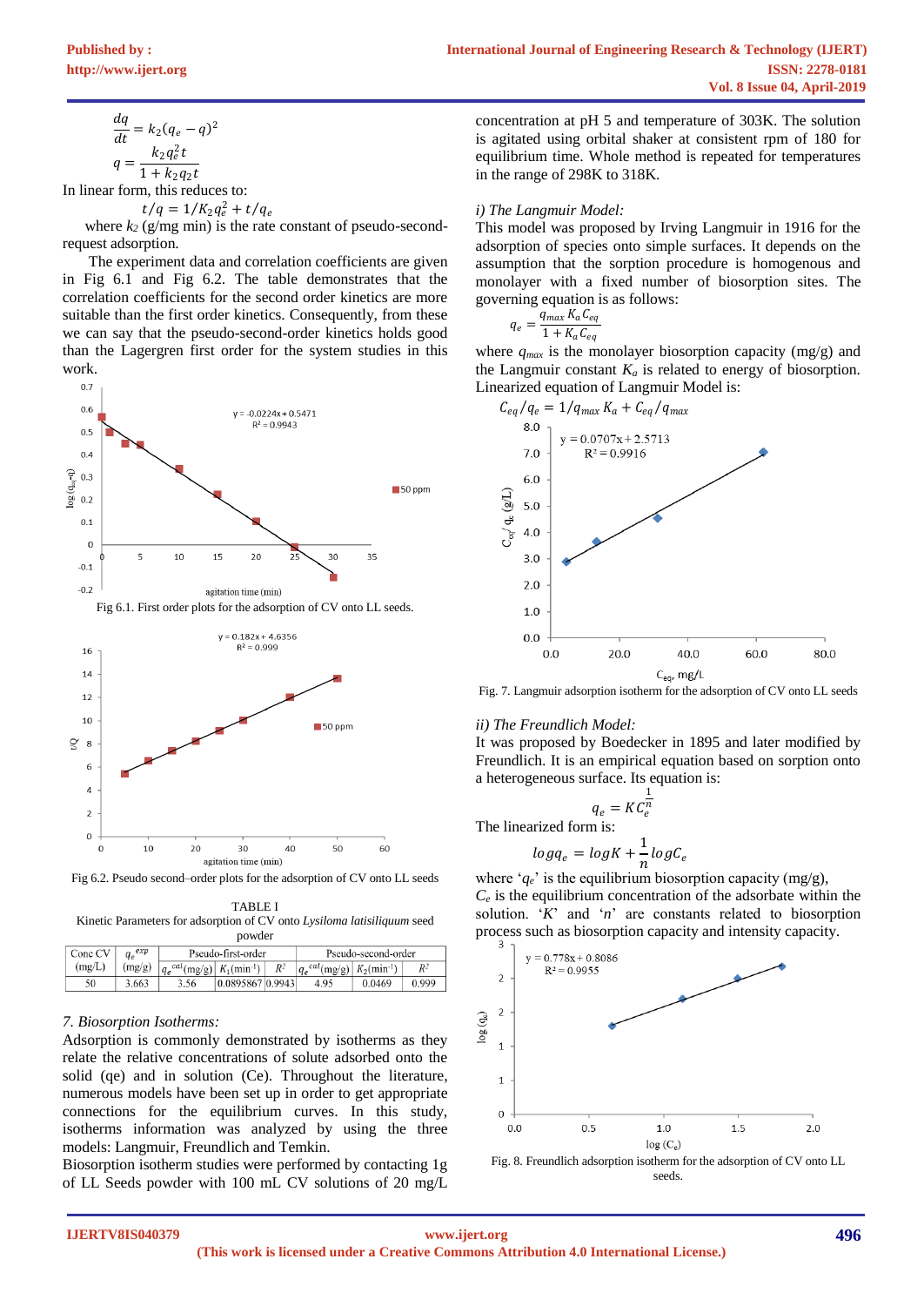$$\frac{dq}{dt} = k_2(q_e - q)^2$$

$$q = \frac{k_2 q_e^2 t}{1 + k_2 q_2 t}$$

In linear form, this reduces to:

$$t/q = 1/K_2 q_e^2 + t/q_e$$

where $k_2$ (g/mg min) is the rate constant of pseudo-second-request adsorption.

The experiment data and correlation coefficients are given in Fig 6.1 and Fig 6.2. The table demonstrates that the correlation coefficients for the second order kinetics are more suitable than the first order kinetics. Consequently, from these we can say that the pseudo-second-order kinetics holds good than the Lagergren first order for the system studies in this work.

Fig 6.1. First order plots for the adsorption of CV onto LL seeds.

Fig 6.2. Pseudo second–order plots for the adsorption of CV onto LL seeds

TABLE I
Kinetic Parameters for adsorption of CV onto *Lysiloma latisiliquum* seed powder

| Conc CV (mg/L) | $q_e^{exp}$ (mg/g) | Pseudo-first-order | | | Pseudo-second-order | | |
|---|---|---|---|---|---|---|---|
| | | $q_e^{cal}$(mg/g) | $K_1$(min$^{-1}$) | $R^2$ | $q_e^{cal}$(mg/g) | $K_2$(min$^{-1}$) | $R^2$ |
| 50 | 3.663 | 3.56 | 0.0895867 | 0.9943 | 4.95 | 0.0469 | 0.999 |

*7. Biosorption Isotherms:*

Adsorption is commonly demonstrated by isotherms as they relate the relative concentrations of solute adsorbed onto the solid (qe) and in solution (Ce). Throughout the literature, numerous models have been set up in order to get appropriate connections for the equilibrium curves. In this study, isotherms information was analyzed by using the three models: Langmuir, Freundlich and Temkin.

Biosorption isotherm studies were performed by contacting 1g of LL Seeds powder with 100 mL CV solutions of 20 mg/L concentration at pH 5 and temperature of 303K. The solution is agitated using orbital shaker at consistent rpm of 180 for equilibrium time. Whole method is repeated for temperatures in the range of 298K to 318K.

*i) The Langmuir Model:*

This model was proposed by Irving Langmuir in 1916 for the adsorption of species onto simple surfaces. It depends on the assumption that the sorption procedure is homogenous and monolayer with a fixed number of biosorption sites. The governing equation is as follows:

$$q_e = \frac{q_{max} K_a C_{eq}}{1 + K_a C_{eq}}$$

where $q_{max}$ is the monolayer biosorption capacity (mg/g) and the Langmuir constant $K_a$ is related to energy of biosorption. Linearized equation of Langmuir Model is:

$$C_{eq}/q_e = 1/q_{max} K_a + C_{eq}/q_{max}$$

Fig. 7. Langmuir adsorption isotherm for the adsorption of CV onto LL seeds

*ii) The Freundlich Model:*

It was proposed by Boedecker in 1895 and later modified by Freundlich. It is an empirical equation based on sorption onto a heterogeneous surface. Its equation is:

$$q_e = K C_e^{\frac{1}{n}}$$

The linearized form is:

$$log q_e = log K + \frac{1}{n} log C_e$$

where '$q_e$' is the equilibrium biosorption capacity (mg/g), $C_e$ is the equilibrium concentration of the adsorbate within the solution. '$K$' and '$n$' are constants related to biosorption process such as biosorption capacity and intensity capacity.

Fig. 8. Freundlich adsorption isotherm for the adsorption of CV onto LL seeds.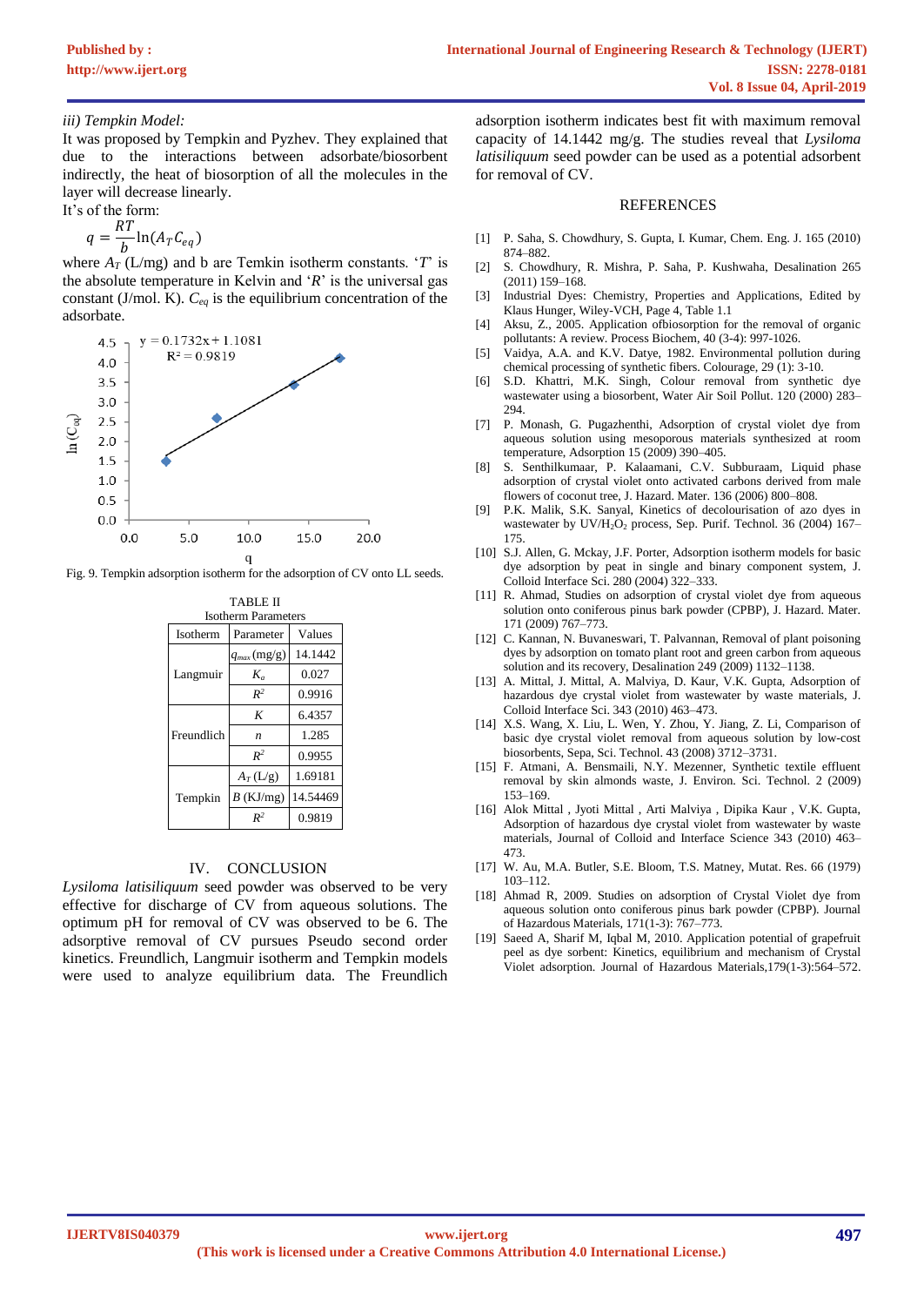*iii) Tempkin Model:*

It was proposed by Tempkin and Pyzhev. They explained that due to the interactions between adsorbate/biosorbent indirectly, the heat of biosorption of all the molecules in the layer will decrease linearly.

It's of the form:

$$q = \frac{RT}{b}\ln(A_T C_{eq})$$

where $A_T$ (L/mg) and b are Temkin isotherm constants. '$T$' is the absolute temperature in Kelvin and '$R$' is the universal gas constant (J/mol. K). $C_{eq}$ is the equilibrium concentration of the adsorbate.

y = 0.1732x + 1.1081

R² = 0.9819

4.5
4.0
3.5
3.0
2.5
2.0
1.5
1.0
0.5
0.0

ln (C_eq)

0.0
5.0
10.0
15.0
20.0

q

Fig. 9. Tempkin adsorption isotherm for the adsorption of CV onto LL seeds.

TABLE II
Isotherm Parameters

| Isotherm | Parameter | Values |
|---|---|---|
| Langmuir | $q_{max}$ (mg/g) | 14.1442 |
| | $K_a$ | 0.027 |
| | $R^2$ | 0.9916 |
| Freundlich | $K$ | 6.4357 |
| | $n$ | 1.285 |
| | $R^2$ | 0.9955 |
| Tempkin | $A_T$ (L/g) | 1.69181 |
| | $B$ (KJ/mg) | 14.54469 |
| | $R^2$ | 0.9819 |

## IV. CONCLUSION

*Lysiloma latisiliquum* seed powder was observed to be very effective for discharge of CV from aqueous solutions. The optimum pH for removal of CV was observed to be 6. The adsorptive removal of CV pursues Pseudo second order kinetics. Freundlich, Langmuir isotherm and Tempkin models were used to analyze equilibrium data. The Freundlich adsorption isotherm indicates best fit with maximum removal capacity of 14.1442 mg/g. The studies reveal that *Lysiloma latisiliquum* seed powder can be used as a potential adsorbent for removal of CV.

## REFERENCES

[1] P. Saha, S. Chowdhury, S. Gupta, I. Kumar, Chem. Eng. J. 165 (2010) 874–882.

[2] S. Chowdhury, R. Mishra, P. Saha, P. Kushwaha, Desalination 265 (2011) 159–168.

[3] Industrial Dyes: Chemistry, Properties and Applications, Edited by Klaus Hunger, Wiley-VCH, Page 4, Table 1.1

[4] Aksu, Z., 2005. Application ofbiosorption for the removal of organic pollutants: A review. Process Biochem, 40 (3-4): 997-1026.

[5] Vaidya, A.A. and K.V. Datye, 1982. Environmental pollution during chemical processing of synthetic fibers. Colourage, 29 (1): 3-10.

[6] S.D. Khattri, M.K. Singh, Colour removal from synthetic dye wastewater using a biosorbent, Water Air Soil Pollut. 120 (2000) 283–294.

[7] P. Monash, G. Pugazhenthi, Adsorption of crystal violet dye from aqueous solution using mesoporous materials synthesized at room temperature, Adsorption 15 (2009) 390–405.

[8] S. Senthilkumaar, P. Kalaamani, C.V. Subburaam, Liquid phase adsorption of crystal violet onto activated carbons derived from male flowers of coconut tree, J. Hazard. Mater. 136 (2006) 800–808.

[9] P.K. Malik, S.K. Sanyal, Kinetics of decolourisation of azo dyes in wastewater by UV/$H_2O_2$ process, Sep. Purif. Technol. 36 (2004) 167–175.

[10] S.J. Allen, G. Mckay, J.F. Porter, Adsorption isotherm models for basic dye adsorption by peat in single and binary component system, J. Colloid Interface Sci. 280 (2004) 322–333.

[11] R. Ahmad, Studies on adsorption of crystal violet dye from aqueous solution onto coniferous pinus bark powder (CPBP), J. Hazard. Mater. 171 (2009) 767–773.

[12] C. Kannan, N. Buvaneswari, T. Palvannan, Removal of plant poisoning dyes by adsorption on tomato plant root and green carbon from aqueous solution and its recovery, Desalination 249 (2009) 1132–1138.

[13] A. Mittal, J. Mittal, A. Malviya, D. Kaur, V.K. Gupta, Adsorption of hazardous dye crystal violet from wastewater by waste materials, J. Colloid Interface Sci. 343 (2010) 463–473.

[14] X.S. Wang, X. Liu, L. Wen, Y. Zhou, Y. Jiang, Z. Li, Comparison of basic dye crystal violet removal from aqueous solution by low-cost biosorbents, Sepa, Sci. Technol. 43 (2008) 3712–3731.

[15] F. Atmani, A. Bensmaili, N.Y. Mezenner, Synthetic textile effluent removal by skin almonds waste, J. Environ. Sci. Technol. 2 (2009) 153–169.

[16] Alok Mittal , Jyoti Mittal , Arti Malviya , Dipika Kaur , V.K. Gupta, Adsorption of hazardous dye crystal violet from wastewater by waste materials, Journal of Colloid and Interface Science 343 (2010) 463–473.

[17] W. Au, M.A. Butler, S.E. Bloom, T.S. Matney, Mutat. Res. 66 (1979) 103–112.

[18] Ahmad R, 2009. Studies on adsorption of Crystal Violet dye from aqueous solution onto coniferous pinus bark powder (CPBP). Journal of Hazardous Materials, 171(1-3): 767–773.

[19] Saeed A, Sharif M, Iqbal M, 2010. Application potential of grapefruit peel as dye sorbent: Kinetics, equilibrium and mechanism of Crystal Violet dye adsorption. Journal of Hazardous Materials,179(1-3):564–572.